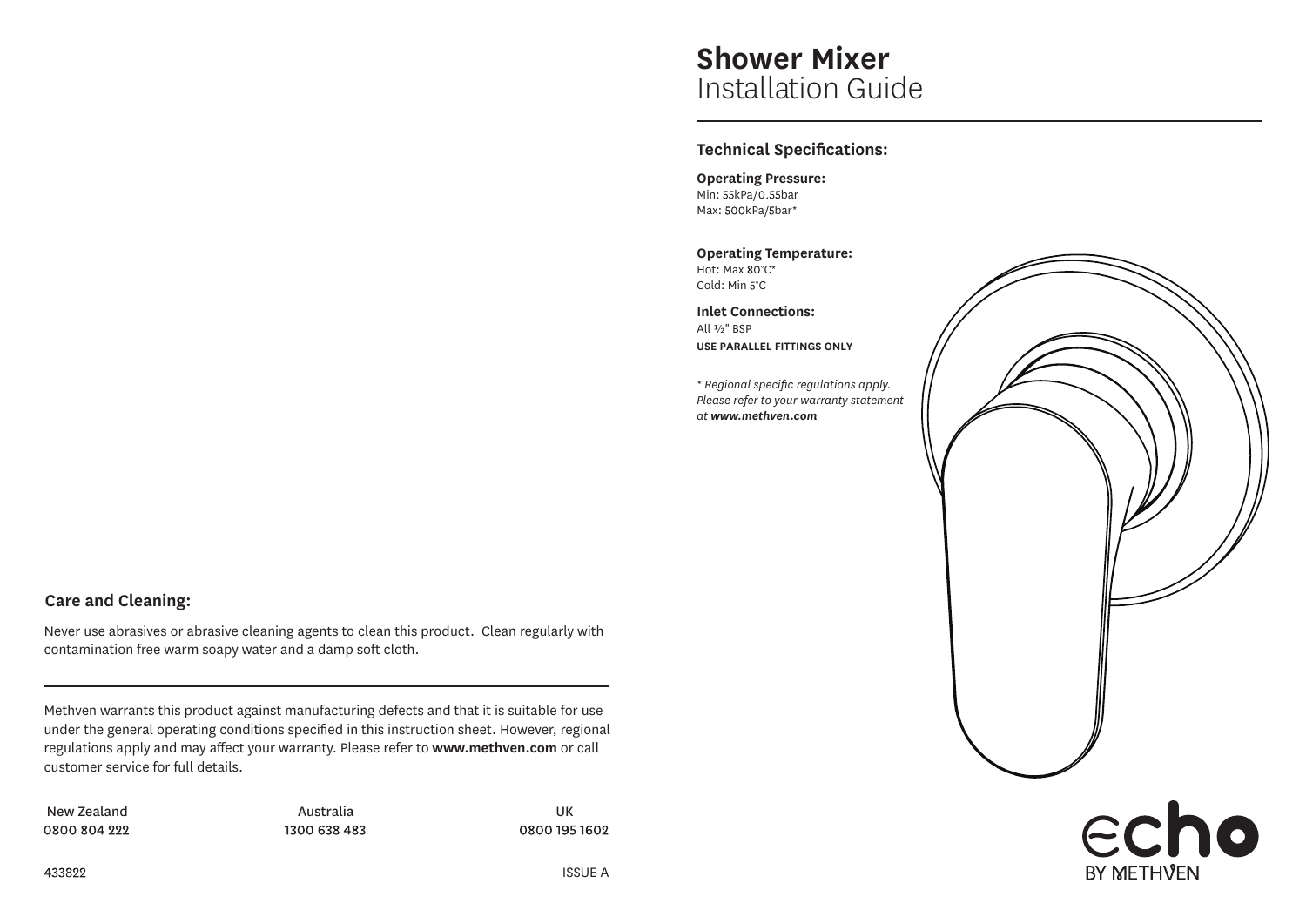# Shower Mixer
Installation Guide

## Technical Specifications:

**Operating Pressure:**
Min: 55kPa/0.55bar
Max: 500kPa/5bar*

**Operating Temperature:**
Hot: Max 80°C*
Cold: Min 5°C

**Inlet Connections:**
All ½" BSP
**USE PARALLEL FITTINGS ONLY**

*\* Regional specific regulations apply. Please refer to your warranty statement at **www.methven.com***

echo BY METHVEN

## Care and Cleaning:

Never use abrasives or abrasive cleaning agents to clean this product. Clean regularly with contamination free warm soapy water and a damp soft cloth.

---

Methven warrants this product against manufacturing defects and that it is suitable for use under the general operating conditions specified in this instruction sheet. However, regional regulations apply and may affect your warranty. Please refer to **www.methven.com** or call customer service for full details.

| New Zealand | Australia | UK |
|---|---|---|
| 0800 804 222 | 1300 638 483 | 0800 195 1602 |

433822

ISSUE A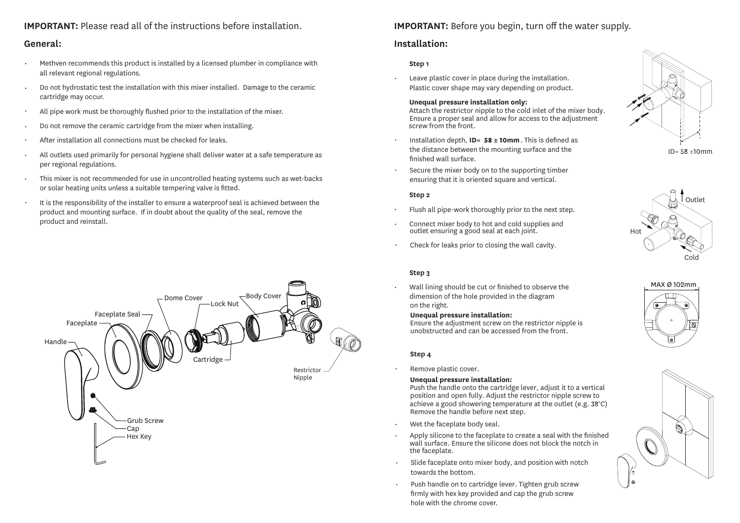**IMPORTANT:** Please read all of the instructions before installation.

## General:

- Methven recommends this product is installed by a licensed plumber in compliance with all relevant regional regulations.
- Do not hydrostatic test the installation with this mixer installed. Damage to the ceramic cartridge may occur.
- All pipe work must be thoroughly flushed prior to the installation of the mixer.
- Do not remove the ceramic cartridge from the mixer when installing.
- After installation all connections must be checked for leaks.
- All outlets used primarily for personal hygiene shall deliver water at a safe temperature as per regional regulations.
- This mixer is not recommended for use in uncontrolled heating systems such as wet-backs or solar heating units unless a suitable tempering valve is fitted.
- It is the responsibility of the installer to ensure a waterproof seal is achieved between the product and mounting surface. If in doubt about the quality of the seal, remove the product and reinstall.

Dome Cover
Body Cover
Lock Nut
Faceplate Seal
Faceplate
Handle
Cartridge
Restrictor Nipple
Grub Screw
Cap
Hex Key

**IMPORTANT:** Before you begin, turn off the water supply.

## Installation:

**Step 1**

- Leave plastic cover in place during the installation. Plastic cover shape may vary depending on product.

**Unequal pressure installation only:**
Attach the restrictor nipple to the cold inlet of the mixer body. Ensure a proper seal and allow for access to the adjustment screw from the front.

- Installation depth, **ID= 58 ± 10mm**. This is defined as the distance between the mounting surface and the finished wall surface.
- Secure the mixer body on to the supporting timber ensuring that it is oriented square and vertical.

ID= 58 ±10mm

**Step 2**

- Flush all pipe-work thoroughly prior to the next step.
- Connect mixer body to hot and cold supplies and outlet ensuring a good seal at each joint.
- Check for leaks prior to closing the wall cavity.

Outlet
Hot
Cold

**Step 3**

- Wall lining should be cut or finished to observe the dimension of the hole provided in the diagram on the right.

**Unequal pressure installation:**
Ensure the adjustment screw on the restrictor nipple is unobstructed and can be accessed from the front.

MAX Ø 102mm

**Step 4**

- Remove plastic cover.

**Unequal pressure installation:**
Push the handle onto the cartridge lever, adjust it to a vertical position and open fully. Adjust the restrictor nipple screw to achieve a good showering temperature at the outlet (e.g. 38°C) Remove the handle before next step.

- Wet the faceplate body seal.
- Apply silicone to the faceplate to create a seal with the finished wall surface. Ensure the silicone does not block the notch in the faceplate.
- Slide faceplate onto mixer body, and position with notch towards the bottom.
- Push handle on to cartridge lever. Tighten grub screw firmly with hex key provided and cap the grub screw hole with the chrome cover.